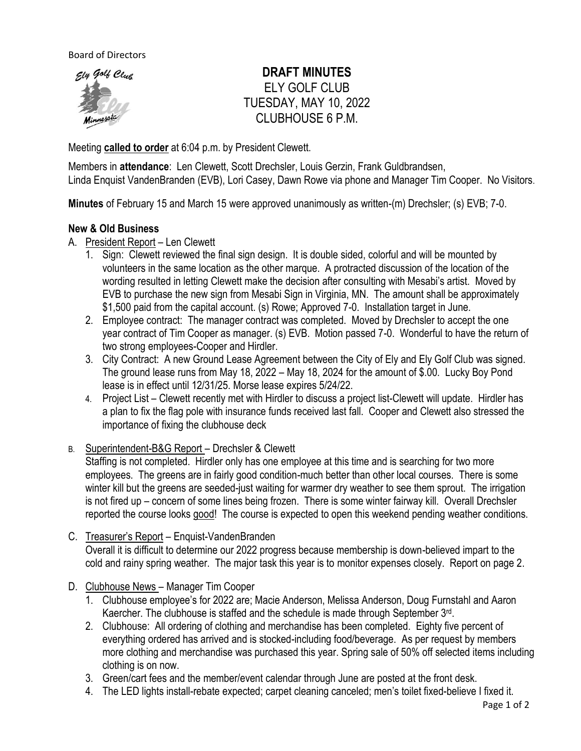Board of Directors

# DRAFT MINUTES

ELY GOLF CLUB
TUESDAY, MAY 10, 2022
CLUBHOUSE 6 P.M.

Meeting **called to order** at 6:04 p.m. by President Clewett.

Members in **attendance**: Len Clewett, Scott Drechsler, Louis Gerzin, Frank Guldbrandsen, Linda Enquist VandenBranden (EVB), Lori Casey, Dawn Rowe via phone and Manager Tim Cooper. No Visitors.

**Minutes** of February 15 and March 15 were approved unanimously as written-(m) Drechsler; (s) EVB; 7-0.

## New & Old Business

A. President Report – Len Clewett

1. Sign: Clewett reviewed the final sign design. It is double sided, colorful and will be mounted by volunteers in the same location as the other marque. A protracted discussion of the location of the wording resulted in letting Clewett make the decision after consulting with Mesabi's artist. Moved by EVB to purchase the new sign from Mesabi Sign in Virginia, MN. The amount shall be approximately $1,500 paid from the capital account. (s) Rowe; Approved 7-0. Installation target in June.
2. Employee contract: The manager contract was completed. Moved by Drechsler to accept the one year contract of Tim Cooper as manager. (s) EVB. Motion passed 7-0. Wonderful to have the return of two strong employees-Cooper and Hirdler.
3. City Contract: A new Ground Lease Agreement between the City of Ely and Ely Golf Club was signed. The ground lease runs from May 18, 2022 – May 18, 2024 for the amount of $.00. Lucky Boy Pond lease is in effect until 12/31/25. Morse lease expires 5/24/22.
4. Project List – Clewett recently met with Hirdler to discuss a project list-Clewett will update. Hirdler has a plan to fix the flag pole with insurance funds received last fall. Cooper and Clewett also stressed the importance of fixing the clubhouse deck

B. Superintendent-B&G Report – Drechsler & Clewett

Staffing is not completed. Hirdler only has one employee at this time and is searching for two more employees. The greens are in fairly good condition-much better than other local courses. There is some winter kill but the greens are seeded-just waiting for warmer dry weather to see them sprout. The irrigation is not fired up – concern of some lines being frozen. There is some winter fairway kill. Overall Drechsler reported the course looks good! The course is expected to open this weekend pending weather conditions.

C. Treasurer's Report – Enquist-VandenBranden

Overall it is difficult to determine our 2022 progress because membership is down-believed impart to the cold and rainy spring weather. The major task this year is to monitor expenses closely. Report on page 2.

D. Clubhouse News – Manager Tim Cooper

1. Clubhouse employee's for 2022 are; Macie Anderson, Melissa Anderson, Doug Furnstahl and Aaron Kaercher. The clubhouse is staffed and the schedule is made through September 3rd.
2. Clubhouse: All ordering of clothing and merchandise has been completed. Eighty five percent of everything ordered has arrived and is stocked-including food/beverage. As per request by members more clothing and merchandise was purchased this year. Spring sale of 50% off selected items including clothing is on now.
3. Green/cart fees and the member/event calendar through June are posted at the front desk.
4. The LED lights install-rebate expected; carpet cleaning canceled; men's toilet fixed-believe I fixed it.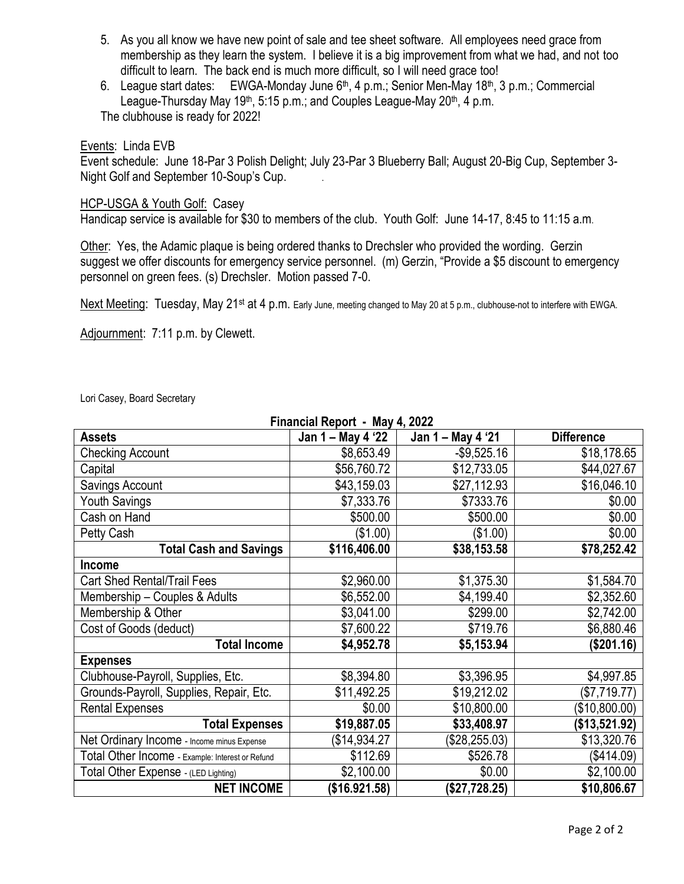5. As you all know we have new point of sale and tee sheet software. All employees need grace from membership as they learn the system. I believe it is a big improvement from what we had, and not too difficult to learn. The back end is much more difficult, so I will need grace too!
6. League start dates: EWGA-Monday June 6th, 4 p.m.; Senior Men-May 18th, 3 p.m.; Commercial League-Thursday May 19th, 5:15 p.m.; and Couples League-May 20th, 4 p.m.

The clubhouse is ready for 2022!

Events: Linda EVB

Event schedule: June 18-Par 3 Polish Delight; July 23-Par 3 Blueberry Ball; August 20-Big Cup, September 3-Night Golf and September 10-Soup's Cup.

HCP-USGA & Youth Golf: Casey

Handicap service is available for $30 to members of the club. Youth Golf: June 14-17, 8:45 to 11:15 a.m.

Other: Yes, the Adamic plaque is being ordered thanks to Drechsler who provided the wording. Gerzin suggest we offer discounts for emergency service personnel. (m) Gerzin, "Provide a $5 discount to emergency personnel on green fees. (s) Drechsler. Motion passed 7-0.

Next Meeting: Tuesday, May 21st at 4 p.m. Early June, meeting changed to May 20 at 5 p.m., clubhouse-not to interfere with EWGA.

Adjournment: 7:11 p.m. by Clewett.

Lori Casey, Board Secretary

**Financial Report - May 4, 2022**

| Assets | Jan 1 – May 4 '22 | Jan 1 – May 4 '21 | Difference |
|---|---|---|---|
| Checking Account | $8,653.49 | -$9,525.16 | $18,178.65 |
| Capital | $56,760.72 | $12,733.05 | $44,027.67 |
| Savings Account | $43,159.03 | $27,112.93 | $16,046.10 |
| Youth Savings | $7,333.76 | $7333.76 | $0.00 |
| Cash on Hand | $500.00 | $500.00 | $0.00 |
| Petty Cash | ($1.00) | ($1.00) | $0.00 |
| **Total Cash and Savings** | **$116,406.00** | **$38,153.58** | **$78,252.42** |
| **Income** | | | |
| Cart Shed Rental/Trail Fees | $2,960.00 | $1,375.30 | $1,584.70 |
| Membership – Couples & Adults | $6,552.00 | $4,199.40 | $2,352.60 |
| Membership & Other | $3,041.00 | $299.00 | $2,742.00 |
| Cost of Goods (deduct) | $7,600.22 | $719.76 | $6,880.46 |
| **Total Income** | **$4,952.78** | **$5,153.94** | **($201.16)** |
| **Expenses** | | | |
| Clubhouse-Payroll, Supplies, Etc. | $8,394.80 | $3,396.95 | $4,997.85 |
| Grounds-Payroll, Supplies, Repair, Etc. | $11,492.25 | $19,212.02 | ($7,719.77) |
| Rental Expenses | $0.00 | $10,800.00 | ($10,800.00) |
| **Total Expenses** | **$19,887.05** | **$33,408.97** | **($13,521.92)** |
| Net Ordinary Income - Income minus Expense | ($14,934.27 | ($28,255.03) | $13,320.76 |
| Total Other Income - Example: Interest or Refund | $112.69 | $526.78 | ($414.09) |
| Total Other Expense - (LED Lighting) | $2,100.00 | $0.00 | $2,100.00 |
| **NET INCOME** | **($16.921.58)** | **($27,728.25)** | **$10,806.67** |